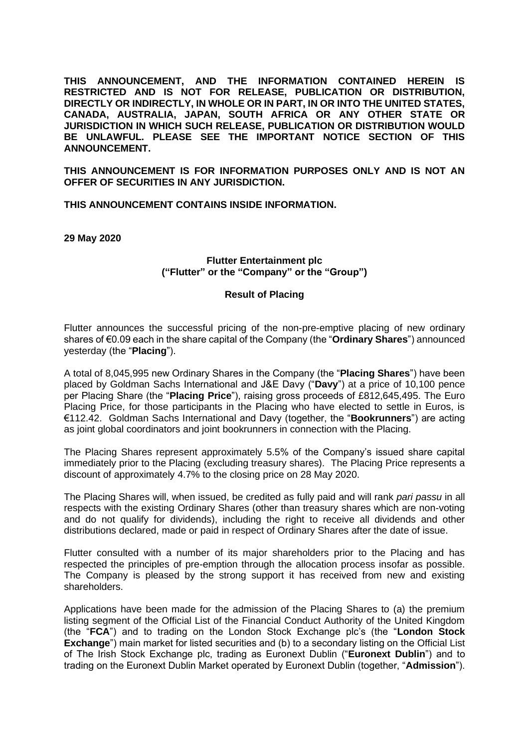**THIS ANNOUNCEMENT, AND THE INFORMATION CONTAINED HEREIN IS RESTRICTED AND IS NOT FOR RELEASE, PUBLICATION OR DISTRIBUTION, DIRECTLY OR INDIRECTLY, IN WHOLE OR IN PART, IN OR INTO THE UNITED STATES, CANADA, AUSTRALIA, JAPAN, SOUTH AFRICA OR ANY OTHER STATE OR JURISDICTION IN WHICH SUCH RELEASE, PUBLICATION OR DISTRIBUTION WOULD BE UNLAWFUL. PLEASE SEE THE IMPORTANT NOTICE SECTION OF THIS ANNOUNCEMENT.**

**THIS ANNOUNCEMENT IS FOR INFORMATION PURPOSES ONLY AND IS NOT AN OFFER OF SECURITIES IN ANY JURISDICTION.**

**THIS ANNOUNCEMENT CONTAINS INSIDE INFORMATION.**

**29 May 2020**

**Flutter Entertainment plc**
**("Flutter" or the "Company" or the "Group")**

**Result of Placing**

Flutter announces the successful pricing of the non-pre-emptive placing of new ordinary shares of €0.09 each in the share capital of the Company (the "**Ordinary Shares**") announced yesterday (the "**Placing**").

A total of 8,045,995 new Ordinary Shares in the Company (the "**Placing Shares**") have been placed by Goldman Sachs International and J&E Davy ("**Davy**") at a price of 10,100 pence per Placing Share (the "**Placing Price**"), raising gross proceeds of £812,645,495. The Euro Placing Price, for those participants in the Placing who have elected to settle in Euros, is €112.42. Goldman Sachs International and Davy (together, the "**Bookrunners**") are acting as joint global coordinators and joint bookrunners in connection with the Placing.

The Placing Shares represent approximately 5.5% of the Company's issued share capital immediately prior to the Placing (excluding treasury shares). The Placing Price represents a discount of approximately 4.7% to the closing price on 28 May 2020.

The Placing Shares will, when issued, be credited as fully paid and will rank *pari passu* in all respects with the existing Ordinary Shares (other than treasury shares which are non-voting and do not qualify for dividends), including the right to receive all dividends and other distributions declared, made or paid in respect of Ordinary Shares after the date of issue.

Flutter consulted with a number of its major shareholders prior to the Placing and has respected the principles of pre-emption through the allocation process insofar as possible. The Company is pleased by the strong support it has received from new and existing shareholders.

Applications have been made for the admission of the Placing Shares to (a) the premium listing segment of the Official List of the Financial Conduct Authority of the United Kingdom (the "**FCA**") and to trading on the London Stock Exchange plc's (the "**London Stock Exchange**") main market for listed securities and (b) to a secondary listing on the Official List of The Irish Stock Exchange plc, trading as Euronext Dublin ("**Euronext Dublin**") and to trading on the Euronext Dublin Market operated by Euronext Dublin (together, "**Admission**").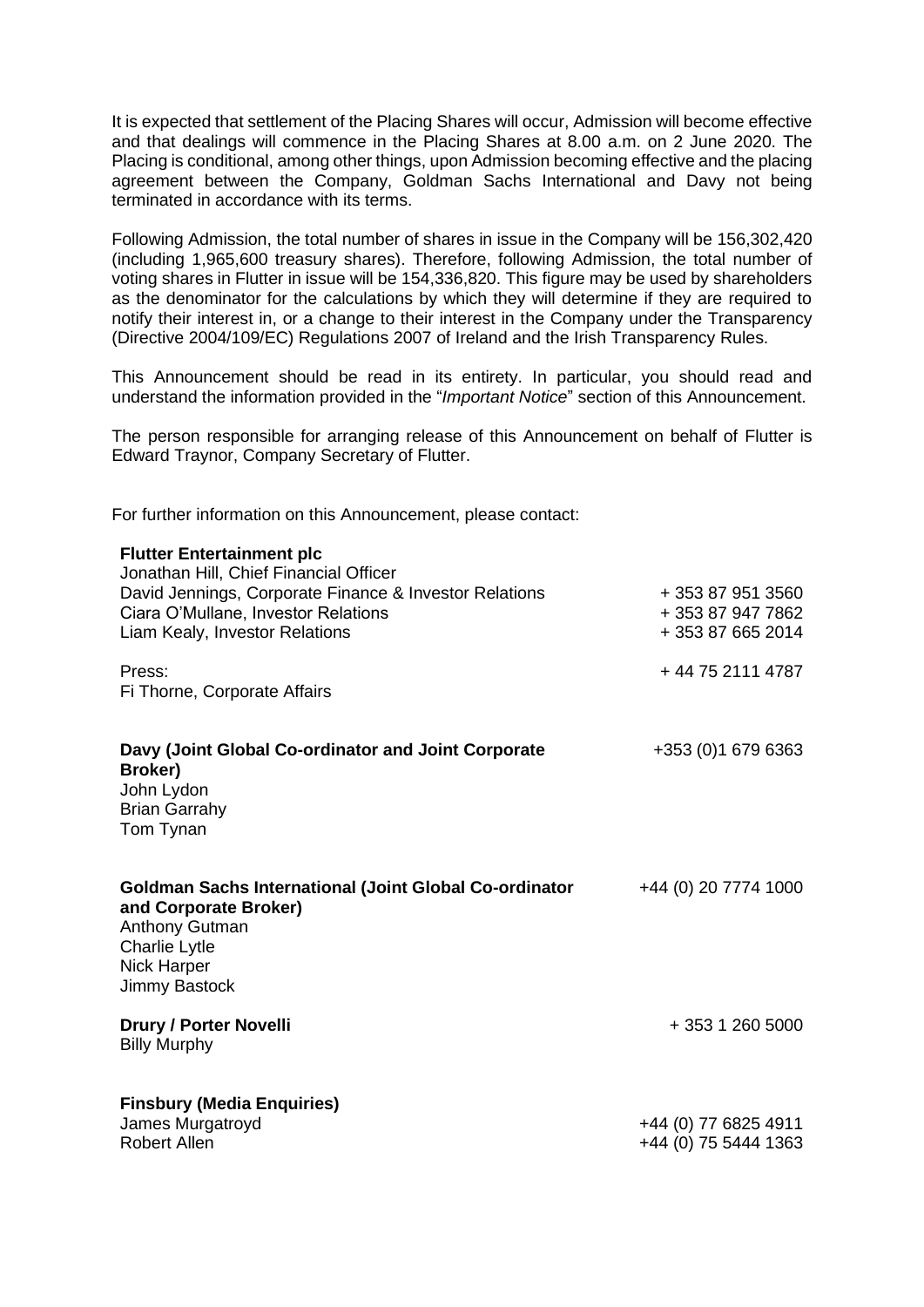It is expected that settlement of the Placing Shares will occur, Admission will become effective and that dealings will commence in the Placing Shares at 8.00 a.m. on 2 June 2020. The Placing is conditional, among other things, upon Admission becoming effective and the placing agreement between the Company, Goldman Sachs International and Davy not being terminated in accordance with its terms.

Following Admission, the total number of shares in issue in the Company will be 156,302,420 (including 1,965,600 treasury shares). Therefore, following Admission, the total number of voting shares in Flutter in issue will be 154,336,820. This figure may be used by shareholders as the denominator for the calculations by which they will determine if they are required to notify their interest in, or a change to their interest in the Company under the Transparency (Directive 2004/109/EC) Regulations 2007 of Ireland and the Irish Transparency Rules.

This Announcement should be read in its entirety. In particular, you should read and understand the information provided in the "*Important Notice*" section of this Announcement.

The person responsible for arranging release of this Announcement on behalf of Flutter is Edward Traynor, Company Secretary of Flutter.

For further information on this Announcement, please contact:

| | |
|---|---|
| **Flutter Entertainment plc** | |
| Jonathan Hill, Chief Financial Officer | |
| David Jennings, Corporate Finance & Investor Relations | + 353 87 951 3560 |
| Ciara O'Mullane, Investor Relations | + 353 87 947 7862 |
| Liam Kealy, Investor Relations | + 353 87 665 2014 |
| Press: | + 44 75 2111 4787 |
| Fi Thorne, Corporate Affairs | |
| **Davy (Joint Global Co-ordinator and Joint Corporate Broker)** | +353 (0)1 679 6363 |
| John Lydon | |
| Brian Garrahy | |
| Tom Tynan | |
| **Goldman Sachs International (Joint Global Co-ordinator and Corporate Broker)** | +44 (0) 20 7774 1000 |
| Anthony Gutman | |
| Charlie Lytle | |
| Nick Harper | |
| Jimmy Bastock | |
| **Drury / Porter Novelli** | + 353 1 260 5000 |
| Billy Murphy | |
| **Finsbury (Media Enquiries)** | |
| James Murgatroyd | +44 (0) 77 6825 4911 |
| Robert Allen | +44 (0) 75 5444 1363 |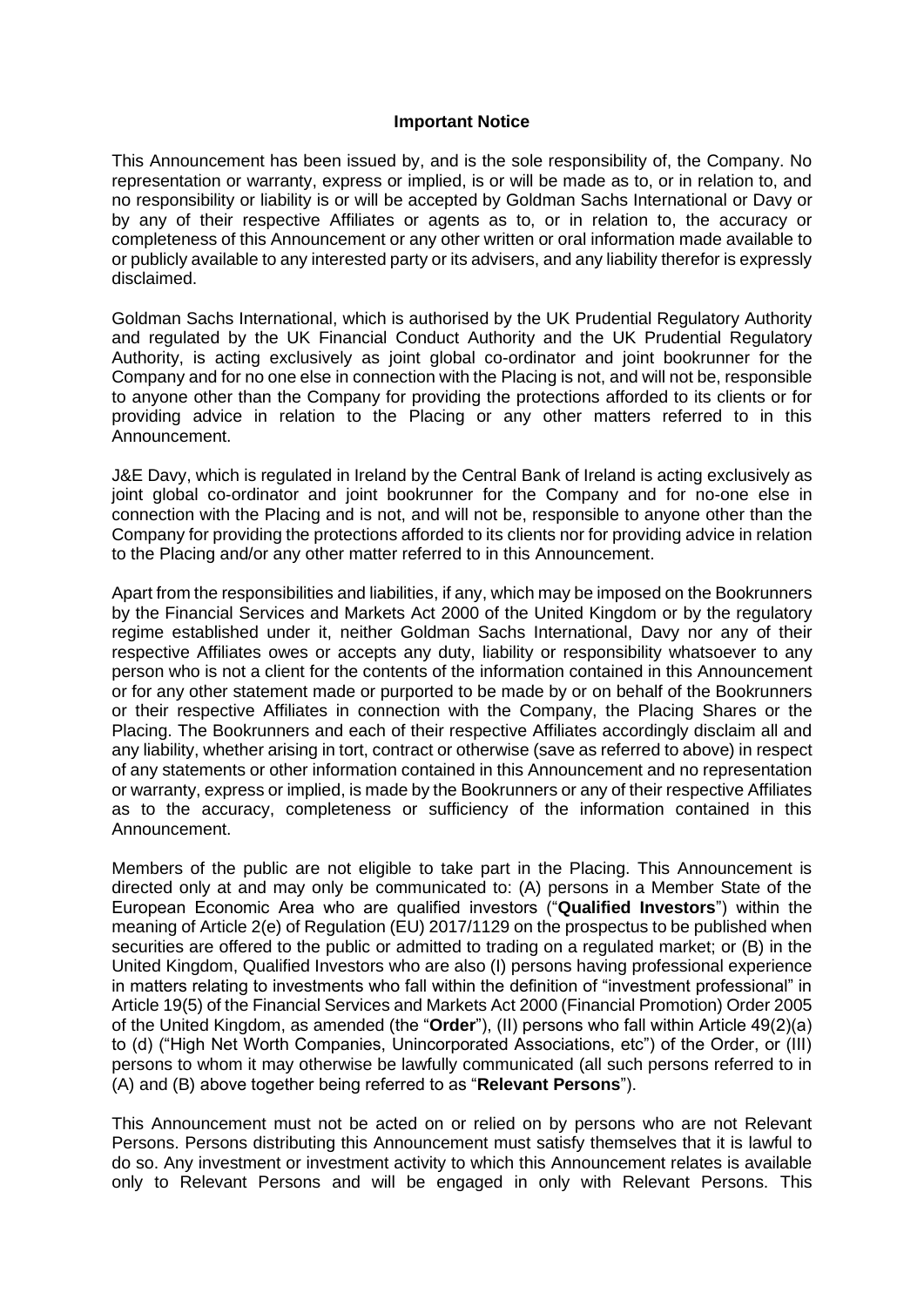**Important Notice**

This Announcement has been issued by, and is the sole responsibility of, the Company. No representation or warranty, express or implied, is or will be made as to, or in relation to, and no responsibility or liability is or will be accepted by Goldman Sachs International or Davy or by any of their respective Affiliates or agents as to, or in relation to, the accuracy or completeness of this Announcement or any other written or oral information made available to or publicly available to any interested party or its advisers, and any liability therefor is expressly disclaimed.

Goldman Sachs International, which is authorised by the UK Prudential Regulatory Authority and regulated by the UK Financial Conduct Authority and the UK Prudential Regulatory Authority, is acting exclusively as joint global co-ordinator and joint bookrunner for the Company and for no one else in connection with the Placing is not, and will not be, responsible to anyone other than the Company for providing the protections afforded to its clients or for providing advice in relation to the Placing or any other matters referred to in this Announcement.

J&E Davy, which is regulated in Ireland by the Central Bank of Ireland is acting exclusively as joint global co-ordinator and joint bookrunner for the Company and for no-one else in connection with the Placing and is not, and will not be, responsible to anyone other than the Company for providing the protections afforded to its clients nor for providing advice in relation to the Placing and/or any other matter referred to in this Announcement.

Apart from the responsibilities and liabilities, if any, which may be imposed on the Bookrunners by the Financial Services and Markets Act 2000 of the United Kingdom or by the regulatory regime established under it, neither Goldman Sachs International, Davy nor any of their respective Affiliates owes or accepts any duty, liability or responsibility whatsoever to any person who is not a client for the contents of the information contained in this Announcement or for any other statement made or purported to be made by or on behalf of the Bookrunners or their respective Affiliates in connection with the Company, the Placing Shares or the Placing. The Bookrunners and each of their respective Affiliates accordingly disclaim all and any liability, whether arising in tort, contract or otherwise (save as referred to above) in respect of any statements or other information contained in this Announcement and no representation or warranty, express or implied, is made by the Bookrunners or any of their respective Affiliates as to the accuracy, completeness or sufficiency of the information contained in this Announcement.

Members of the public are not eligible to take part in the Placing. This Announcement is directed only at and may only be communicated to: (A) persons in a Member State of the European Economic Area who are qualified investors ("**Qualified Investors**") within the meaning of Article 2(e) of Regulation (EU) 2017/1129 on the prospectus to be published when securities are offered to the public or admitted to trading on a regulated market; or (B) in the United Kingdom, Qualified Investors who are also (I) persons having professional experience in matters relating to investments who fall within the definition of "investment professional" in Article 19(5) of the Financial Services and Markets Act 2000 (Financial Promotion) Order 2005 of the United Kingdom, as amended (the "**Order**"), (II) persons who fall within Article 49(2)(a) to (d) ("High Net Worth Companies, Unincorporated Associations, etc") of the Order, or (III) persons to whom it may otherwise be lawfully communicated (all such persons referred to in (A) and (B) above together being referred to as "**Relevant Persons**").

This Announcement must not be acted on or relied on by persons who are not Relevant Persons. Persons distributing this Announcement must satisfy themselves that it is lawful to do so. Any investment or investment activity to which this Announcement relates is available only to Relevant Persons and will be engaged in only with Relevant Persons. This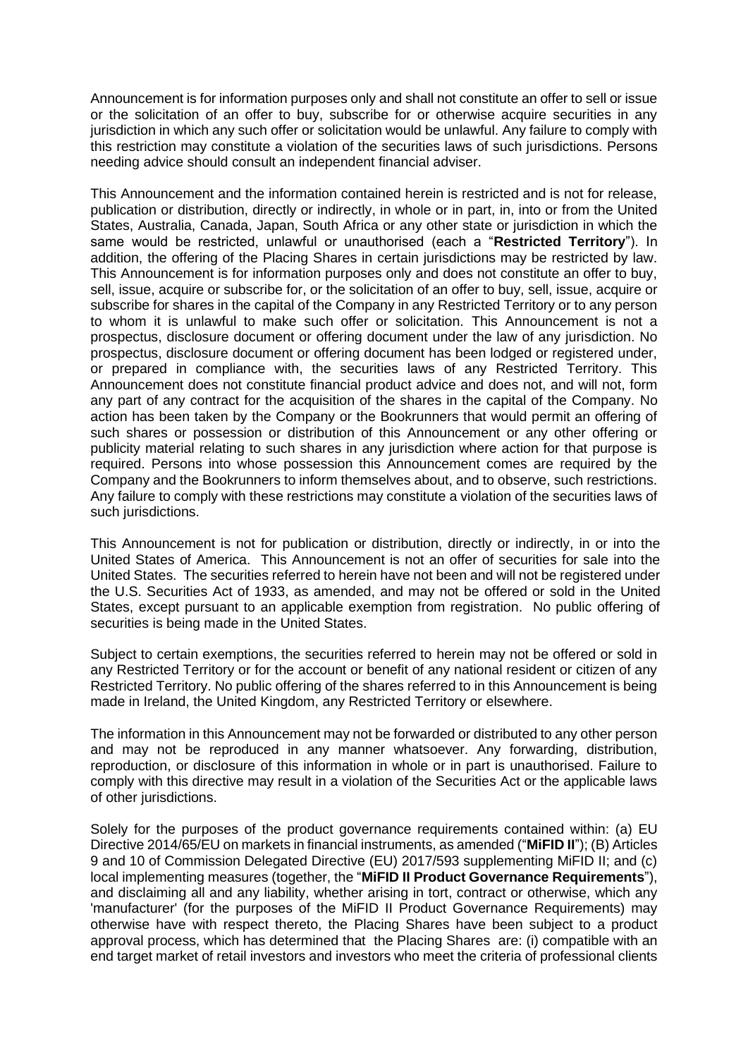Announcement is for information purposes only and shall not constitute an offer to sell or issue or the solicitation of an offer to buy, subscribe for or otherwise acquire securities in any jurisdiction in which any such offer or solicitation would be unlawful. Any failure to comply with this restriction may constitute a violation of the securities laws of such jurisdictions. Persons needing advice should consult an independent financial adviser.

This Announcement and the information contained herein is restricted and is not for release, publication or distribution, directly or indirectly, in whole or in part, in, into or from the United States, Australia, Canada, Japan, South Africa or any other state or jurisdiction in which the same would be restricted, unlawful or unauthorised (each a "**Restricted Territory**"). In addition, the offering of the Placing Shares in certain jurisdictions may be restricted by law. This Announcement is for information purposes only and does not constitute an offer to buy, sell, issue, acquire or subscribe for, or the solicitation of an offer to buy, sell, issue, acquire or subscribe for shares in the capital of the Company in any Restricted Territory or to any person to whom it is unlawful to make such offer or solicitation. This Announcement is not a prospectus, disclosure document or offering document under the law of any jurisdiction. No prospectus, disclosure document or offering document has been lodged or registered under, or prepared in compliance with, the securities laws of any Restricted Territory. This Announcement does not constitute financial product advice and does not, and will not, form any part of any contract for the acquisition of the shares in the capital of the Company. No action has been taken by the Company or the Bookrunners that would permit an offering of such shares or possession or distribution of this Announcement or any other offering or publicity material relating to such shares in any jurisdiction where action for that purpose is required. Persons into whose possession this Announcement comes are required by the Company and the Bookrunners to inform themselves about, and to observe, such restrictions. Any failure to comply with these restrictions may constitute a violation of the securities laws of such jurisdictions.

This Announcement is not for publication or distribution, directly or indirectly, in or into the United States of America. This Announcement is not an offer of securities for sale into the United States. The securities referred to herein have not been and will not be registered under the U.S. Securities Act of 1933, as amended, and may not be offered or sold in the United States, except pursuant to an applicable exemption from registration. No public offering of securities is being made in the United States.

Subject to certain exemptions, the securities referred to herein may not be offered or sold in any Restricted Territory or for the account or benefit of any national resident or citizen of any Restricted Territory. No public offering of the shares referred to in this Announcement is being made in Ireland, the United Kingdom, any Restricted Territory or elsewhere.

The information in this Announcement may not be forwarded or distributed to any other person and may not be reproduced in any manner whatsoever. Any forwarding, distribution, reproduction, or disclosure of this information in whole or in part is unauthorised. Failure to comply with this directive may result in a violation of the Securities Act or the applicable laws of other jurisdictions.

Solely for the purposes of the product governance requirements contained within: (a) EU Directive 2014/65/EU on markets in financial instruments, as amended ("**MiFID II**"); (B) Articles 9 and 10 of Commission Delegated Directive (EU) 2017/593 supplementing MiFID II; and (c) local implementing measures (together, the "**MiFID II Product Governance Requirements**"), and disclaiming all and any liability, whether arising in tort, contract or otherwise, which any 'manufacturer' (for the purposes of the MiFID II Product Governance Requirements) may otherwise have with respect thereto, the Placing Shares have been subject to a product approval process, which has determined that the Placing Shares are: (i) compatible with an end target market of retail investors and investors who meet the criteria of professional clients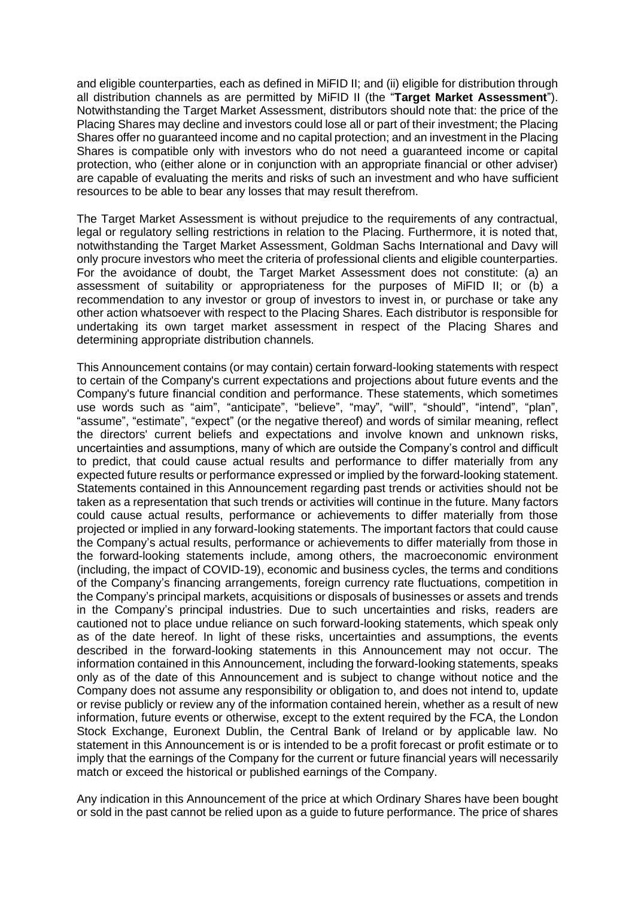and eligible counterparties, each as defined in MiFID II; and (ii) eligible for distribution through all distribution channels as are permitted by MiFID II (the "**Target Market Assessment**"). Notwithstanding the Target Market Assessment, distributors should note that: the price of the Placing Shares may decline and investors could lose all or part of their investment; the Placing Shares offer no guaranteed income and no capital protection; and an investment in the Placing Shares is compatible only with investors who do not need a guaranteed income or capital protection, who (either alone or in conjunction with an appropriate financial or other adviser) are capable of evaluating the merits and risks of such an investment and who have sufficient resources to be able to bear any losses that may result therefrom.

The Target Market Assessment is without prejudice to the requirements of any contractual, legal or regulatory selling restrictions in relation to the Placing. Furthermore, it is noted that, notwithstanding the Target Market Assessment, Goldman Sachs International and Davy will only procure investors who meet the criteria of professional clients and eligible counterparties. For the avoidance of doubt, the Target Market Assessment does not constitute: (a) an assessment of suitability or appropriateness for the purposes of MiFID II; or (b) a recommendation to any investor or group of investors to invest in, or purchase or take any other action whatsoever with respect to the Placing Shares. Each distributor is responsible for undertaking its own target market assessment in respect of the Placing Shares and determining appropriate distribution channels.

This Announcement contains (or may contain) certain forward-looking statements with respect to certain of the Company's current expectations and projections about future events and the Company's future financial condition and performance. These statements, which sometimes use words such as "aim", "anticipate", "believe", "may", "will", "should", "intend", "plan", "assume", "estimate", "expect" (or the negative thereof) and words of similar meaning, reflect the directors' current beliefs and expectations and involve known and unknown risks, uncertainties and assumptions, many of which are outside the Company's control and difficult to predict, that could cause actual results and performance to differ materially from any expected future results or performance expressed or implied by the forward-looking statement. Statements contained in this Announcement regarding past trends or activities should not be taken as a representation that such trends or activities will continue in the future. Many factors could cause actual results, performance or achievements to differ materially from those projected or implied in any forward-looking statements. The important factors that could cause the Company's actual results, performance or achievements to differ materially from those in the forward-looking statements include, among others, the macroeconomic environment (including, the impact of COVID-19), economic and business cycles, the terms and conditions of the Company's financing arrangements, foreign currency rate fluctuations, competition in the Company's principal markets, acquisitions or disposals of businesses or assets and trends in the Company's principal industries. Due to such uncertainties and risks, readers are cautioned not to place undue reliance on such forward-looking statements, which speak only as of the date hereof. In light of these risks, uncertainties and assumptions, the events described in the forward-looking statements in this Announcement may not occur. The information contained in this Announcement, including the forward-looking statements, speaks only as of the date of this Announcement and is subject to change without notice and the Company does not assume any responsibility or obligation to, and does not intend to, update or revise publicly or review any of the information contained herein, whether as a result of new information, future events or otherwise, except to the extent required by the FCA, the London Stock Exchange, Euronext Dublin, the Central Bank of Ireland or by applicable law. No statement in this Announcement is or is intended to be a profit forecast or profit estimate or to imply that the earnings of the Company for the current or future financial years will necessarily match or exceed the historical or published earnings of the Company.

Any indication in this Announcement of the price at which Ordinary Shares have been bought or sold in the past cannot be relied upon as a guide to future performance. The price of shares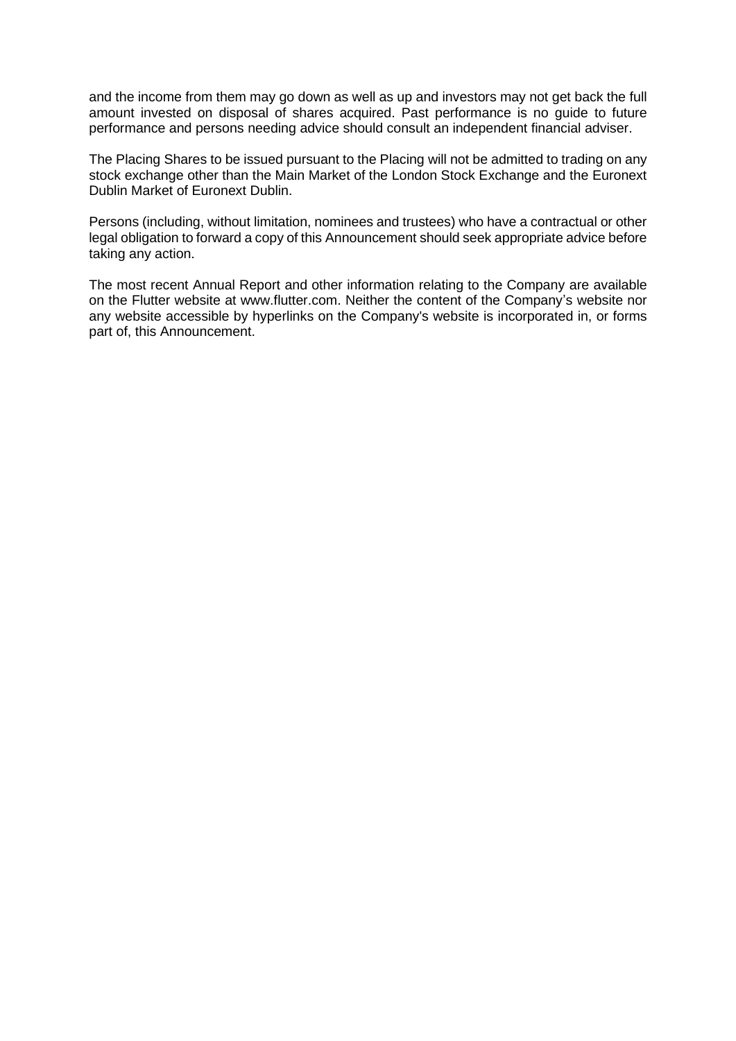and the income from them may go down as well as up and investors may not get back the full amount invested on disposal of shares acquired. Past performance is no guide to future performance and persons needing advice should consult an independent financial adviser.

The Placing Shares to be issued pursuant to the Placing will not be admitted to trading on any stock exchange other than the Main Market of the London Stock Exchange and the Euronext Dublin Market of Euronext Dublin.

Persons (including, without limitation, nominees and trustees) who have a contractual or other legal obligation to forward a copy of this Announcement should seek appropriate advice before taking any action.

The most recent Annual Report and other information relating to the Company are available on the Flutter website at www.flutter.com. Neither the content of the Company's website nor any website accessible by hyperlinks on the Company's website is incorporated in, or forms part of, this Announcement.